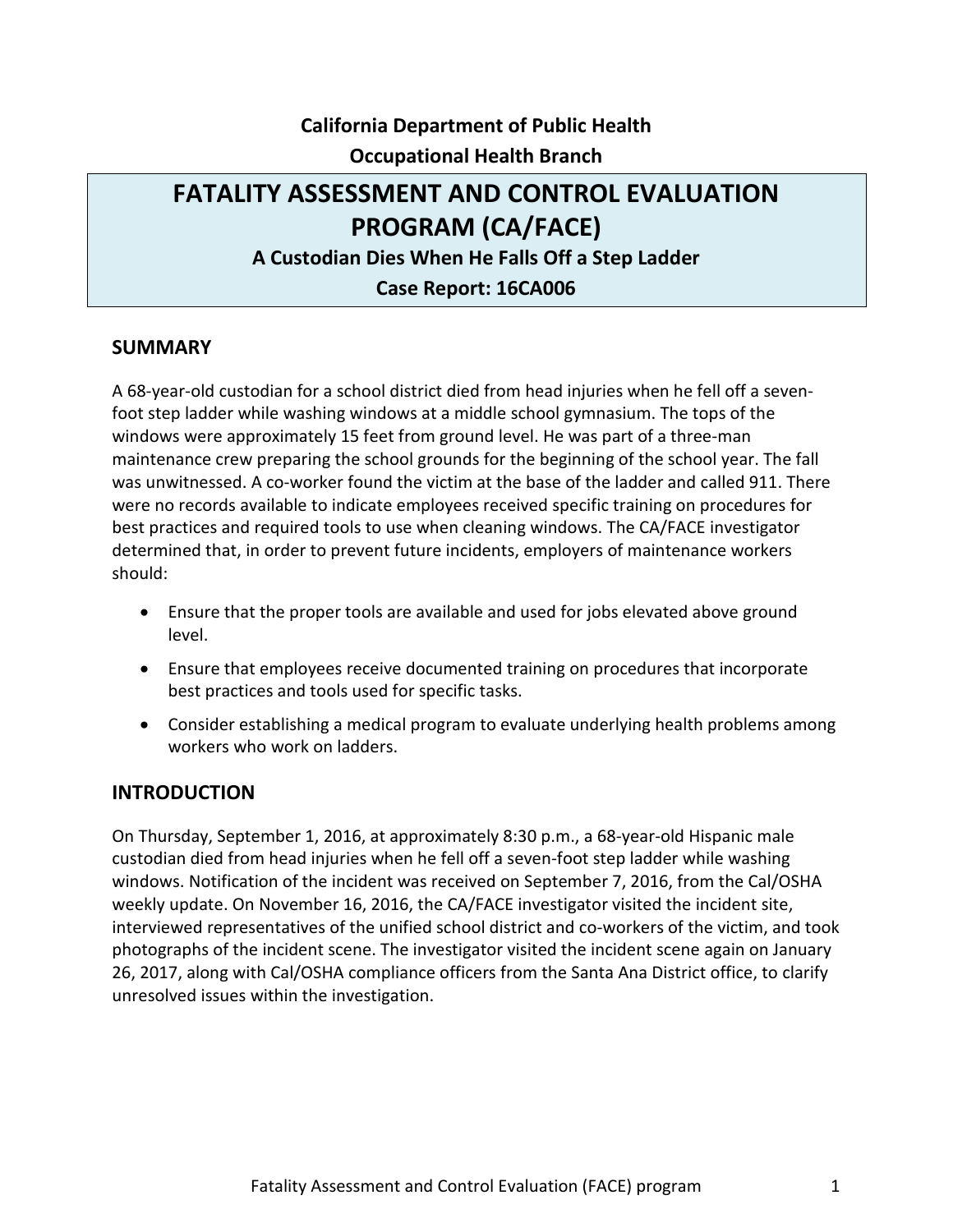**California Department of Public Health**

**Occupational Health Branch**

# FATALITY ASSESSMENT AND CONTROL EVALUATION PROGRAM (CA/FACE)

**A Custodian Dies When He Falls Off a Step Ladder**

**Case Report: 16CA006**

## SUMMARY

A 68-year-old custodian for a school district died from head injuries when he fell off a seven-foot step ladder while washing windows at a middle school gymnasium. The tops of the windows were approximately 15 feet from ground level. He was part of a three-man maintenance crew preparing the school grounds for the beginning of the school year. The fall was unwitnessed. A co-worker found the victim at the base of the ladder and called 911. There were no records available to indicate employees received specific training on procedures for best practices and required tools to use when cleaning windows. The CA/FACE investigator determined that, in order to prevent future incidents, employers of maintenance workers should:

- Ensure that the proper tools are available and used for jobs elevated above ground level.
- Ensure that employees receive documented training on procedures that incorporate best practices and tools used for specific tasks.
- Consider establishing a medical program to evaluate underlying health problems among workers who work on ladders.

## INTRODUCTION

On Thursday, September 1, 2016, at approximately 8:30 p.m., a 68-year-old Hispanic male custodian died from head injuries when he fell off a seven-foot step ladder while washing windows. Notification of the incident was received on September 7, 2016, from the Cal/OSHA weekly update. On November 16, 2016, the CA/FACE investigator visited the incident site, interviewed representatives of the unified school district and co-workers of the victim, and took photographs of the incident scene. The investigator visited the incident scene again on January 26, 2017, along with Cal/OSHA compliance officers from the Santa Ana District office, to clarify unresolved issues within the investigation.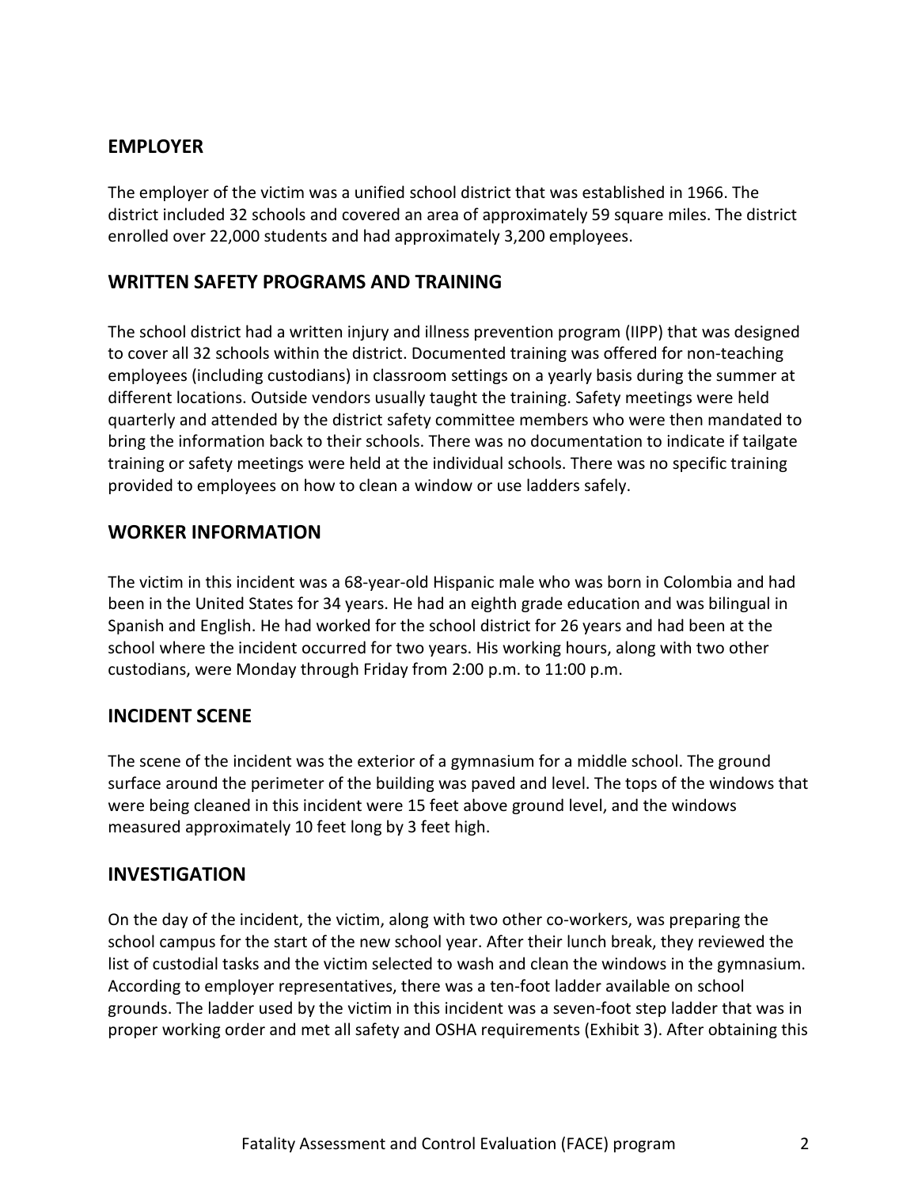## EMPLOYER

The employer of the victim was a unified school district that was established in 1966. The district included 32 schools and covered an area of approximately 59 square miles. The district enrolled over 22,000 students and had approximately 3,200 employees.

## WRITTEN SAFETY PROGRAMS AND TRAINING

The school district had a written injury and illness prevention program (IIPP) that was designed to cover all 32 schools within the district. Documented training was offered for non-teaching employees (including custodians) in classroom settings on a yearly basis during the summer at different locations. Outside vendors usually taught the training. Safety meetings were held quarterly and attended by the district safety committee members who were then mandated to bring the information back to their schools. There was no documentation to indicate if tailgate training or safety meetings were held at the individual schools. There was no specific training provided to employees on how to clean a window or use ladders safely.

## WORKER INFORMATION

The victim in this incident was a 68-year-old Hispanic male who was born in Colombia and had been in the United States for 34 years. He had an eighth grade education and was bilingual in Spanish and English. He had worked for the school district for 26 years and had been at the school where the incident occurred for two years. His working hours, along with two other custodians, were Monday through Friday from 2:00 p.m. to 11:00 p.m.

## INCIDENT SCENE

The scene of the incident was the exterior of a gymnasium for a middle school. The ground surface around the perimeter of the building was paved and level. The tops of the windows that were being cleaned in this incident were 15 feet above ground level, and the windows measured approximately 10 feet long by 3 feet high.

## INVESTIGATION

On the day of the incident, the victim, along with two other co-workers, was preparing the school campus for the start of the new school year. After their lunch break, they reviewed the list of custodial tasks and the victim selected to wash and clean the windows in the gymnasium. According to employer representatives, there was a ten-foot ladder available on school grounds. The ladder used by the victim in this incident was a seven-foot step ladder that was in proper working order and met all safety and OSHA requirements (Exhibit 3). After obtaining this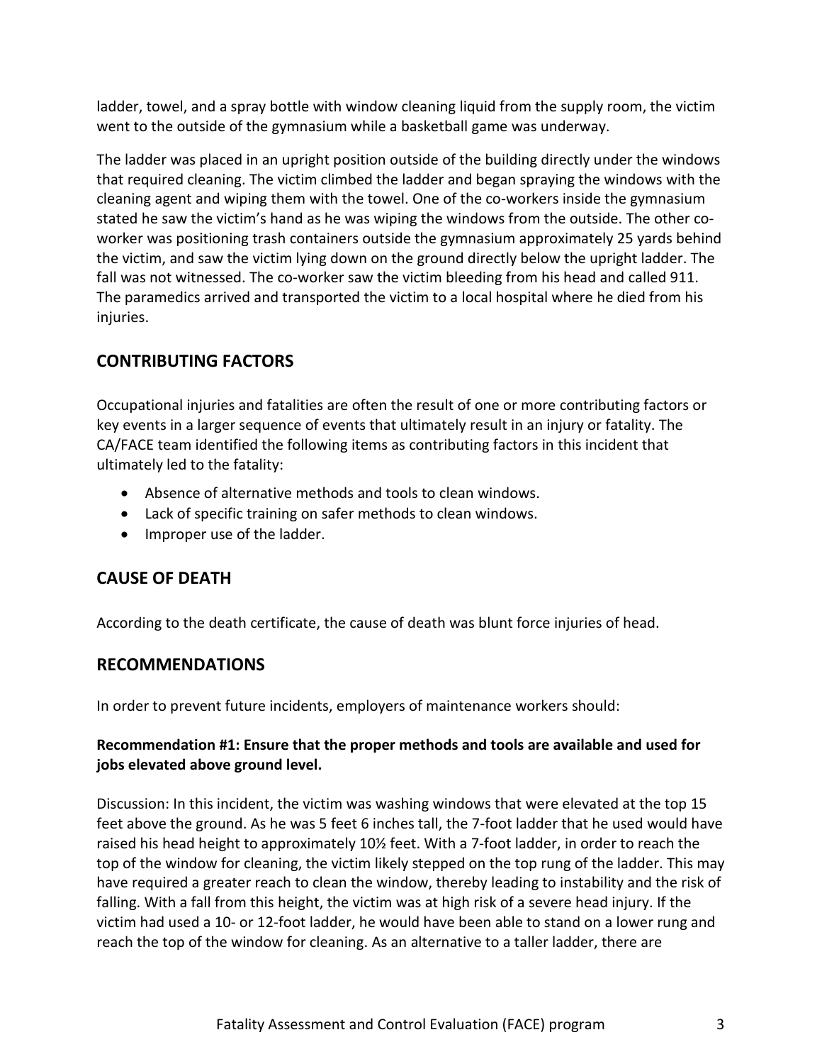ladder, towel, and a spray bottle with window cleaning liquid from the supply room, the victim went to the outside of the gymnasium while a basketball game was underway.

The ladder was placed in an upright position outside of the building directly under the windows that required cleaning. The victim climbed the ladder and began spraying the windows with the cleaning agent and wiping them with the towel. One of the co-workers inside the gymnasium stated he saw the victim's hand as he was wiping the windows from the outside. The other co-worker was positioning trash containers outside the gymnasium approximately 25 yards behind the victim, and saw the victim lying down on the ground directly below the upright ladder. The fall was not witnessed. The co-worker saw the victim bleeding from his head and called 911. The paramedics arrived and transported the victim to a local hospital where he died from his injuries.

## CONTRIBUTING FACTORS

Occupational injuries and fatalities are often the result of one or more contributing factors or key events in a larger sequence of events that ultimately result in an injury or fatality. The CA/FACE team identified the following items as contributing factors in this incident that ultimately led to the fatality:

- Absence of alternative methods and tools to clean windows.
- Lack of specific training on safer methods to clean windows.
- Improper use of the ladder.

## CAUSE OF DEATH

According to the death certificate, the cause of death was blunt force injuries of head.

## RECOMMENDATIONS

In order to prevent future incidents, employers of maintenance workers should:

**Recommendation #1: Ensure that the proper methods and tools are available and used for jobs elevated above ground level.**

Discussion: In this incident, the victim was washing windows that were elevated at the top 15 feet above the ground. As he was 5 feet 6 inches tall, the 7-foot ladder that he used would have raised his head height to approximately 10½ feet. With a 7-foot ladder, in order to reach the top of the window for cleaning, the victim likely stepped on the top rung of the ladder. This may have required a greater reach to clean the window, thereby leading to instability and the risk of falling. With a fall from this height, the victim was at high risk of a severe head injury. If the victim had used a 10- or 12-foot ladder, he would have been able to stand on a lower rung and reach the top of the window for cleaning. As an alternative to a taller ladder, there are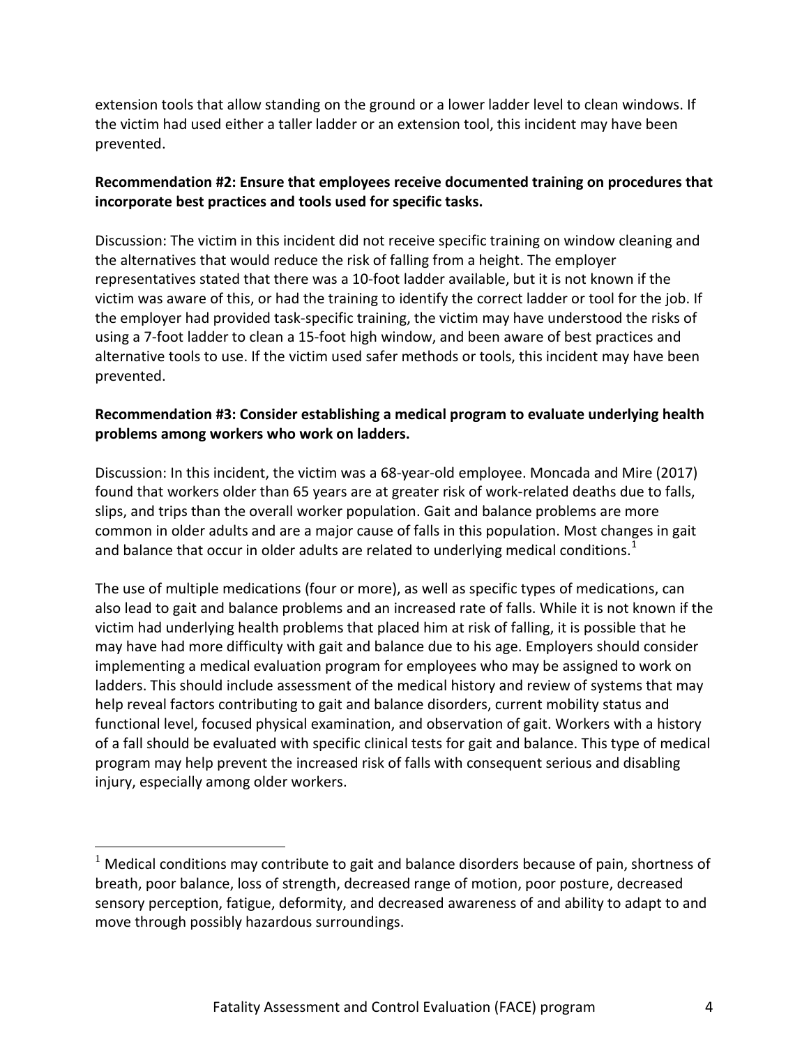extension tools that allow standing on the ground or a lower ladder level to clean windows. If the victim had used either a taller ladder or an extension tool, this incident may have been prevented.

**Recommendation #2: Ensure that employees receive documented training on procedures that incorporate best practices and tools used for specific tasks.**

Discussion: The victim in this incident did not receive specific training on window cleaning and the alternatives that would reduce the risk of falling from a height. The employer representatives stated that there was a 10-foot ladder available, but it is not known if the victim was aware of this, or had the training to identify the correct ladder or tool for the job. If the employer had provided task-specific training, the victim may have understood the risks of using a 7-foot ladder to clean a 15-foot high window, and been aware of best practices and alternative tools to use. If the victim used safer methods or tools, this incident may have been prevented.

**Recommendation #3: Consider establishing a medical program to evaluate underlying health problems among workers who work on ladders.**

Discussion: In this incident, the victim was a 68-year-old employee. Moncada and Mire (2017) found that workers older than 65 years are at greater risk of work-related deaths due to falls, slips, and trips than the overall worker population. Gait and balance problems are more common in older adults and are a major cause of falls in this population. Most changes in gait and balance that occur in older adults are related to underlying medical conditions.[1]

The use of multiple medications (four or more), as well as specific types of medications, can also lead to gait and balance problems and an increased rate of falls. While it is not known if the victim had underlying health problems that placed him at risk of falling, it is possible that he may have had more difficulty with gait and balance due to his age. Employers should consider implementing a medical evaluation program for employees who may be assigned to work on ladders. This should include assessment of the medical history and review of systems that may help reveal factors contributing to gait and balance disorders, current mobility status and functional level, focused physical examination, and observation of gait. Workers with a history of a fall should be evaluated with specific clinical tests for gait and balance. This type of medical program may help prevent the increased risk of falls with consequent serious and disabling injury, especially among older workers.

---

[1] Medical conditions may contribute to gait and balance disorders because of pain, shortness of breath, poor balance, loss of strength, decreased range of motion, poor posture, decreased sensory perception, fatigue, deformity, and decreased awareness of and ability to adapt to and move through possibly hazardous surroundings.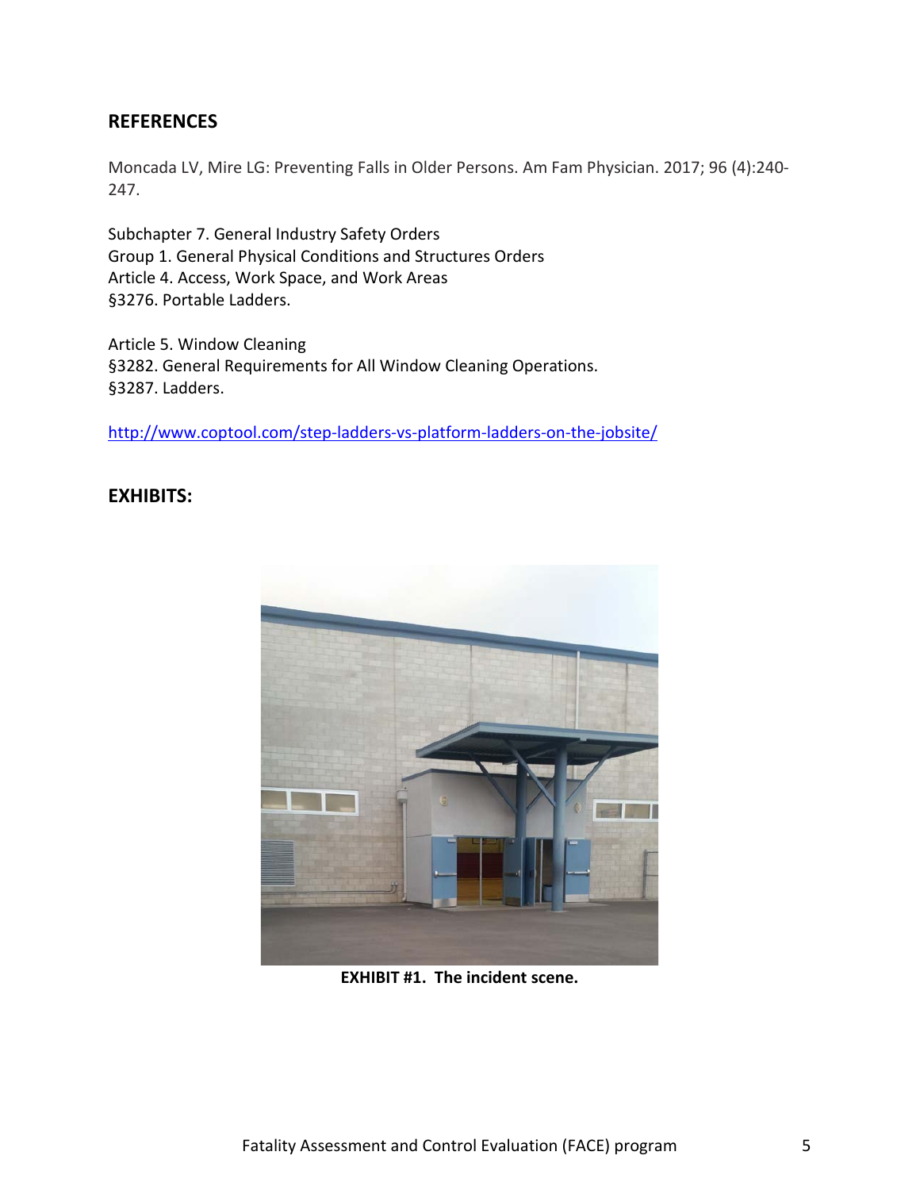## REFERENCES

Moncada LV, Mire LG: Preventing Falls in Older Persons. Am Fam Physician. 2017; 96 (4):240-247.

Subchapter 7. General Industry Safety Orders
Group 1. General Physical Conditions and Structures Orders
Article 4. Access, Work Space, and Work Areas
§3276. Portable Ladders.

Article 5. Window Cleaning
§3282. General Requirements for All Window Cleaning Operations.
§3287. Ladders.

http://www.coptool.com/step-ladders-vs-platform-ladders-on-the-jobsite/

## EXHIBITS:

**EXHIBIT #1. The incident scene.**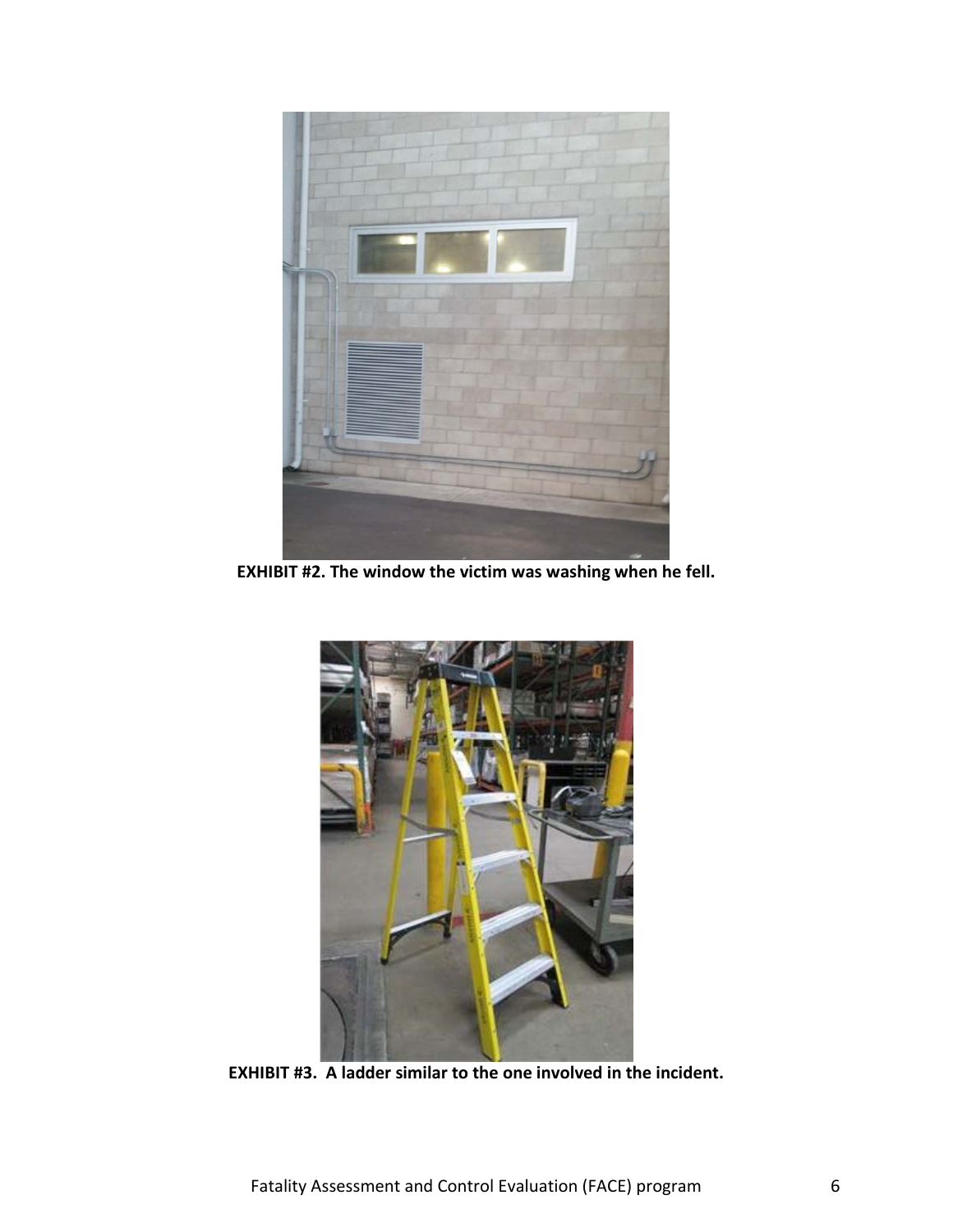**EXHIBIT #2. The window the victim was washing when he fell.**

**EXHIBIT #3. A ladder similar to the one involved in the incident.**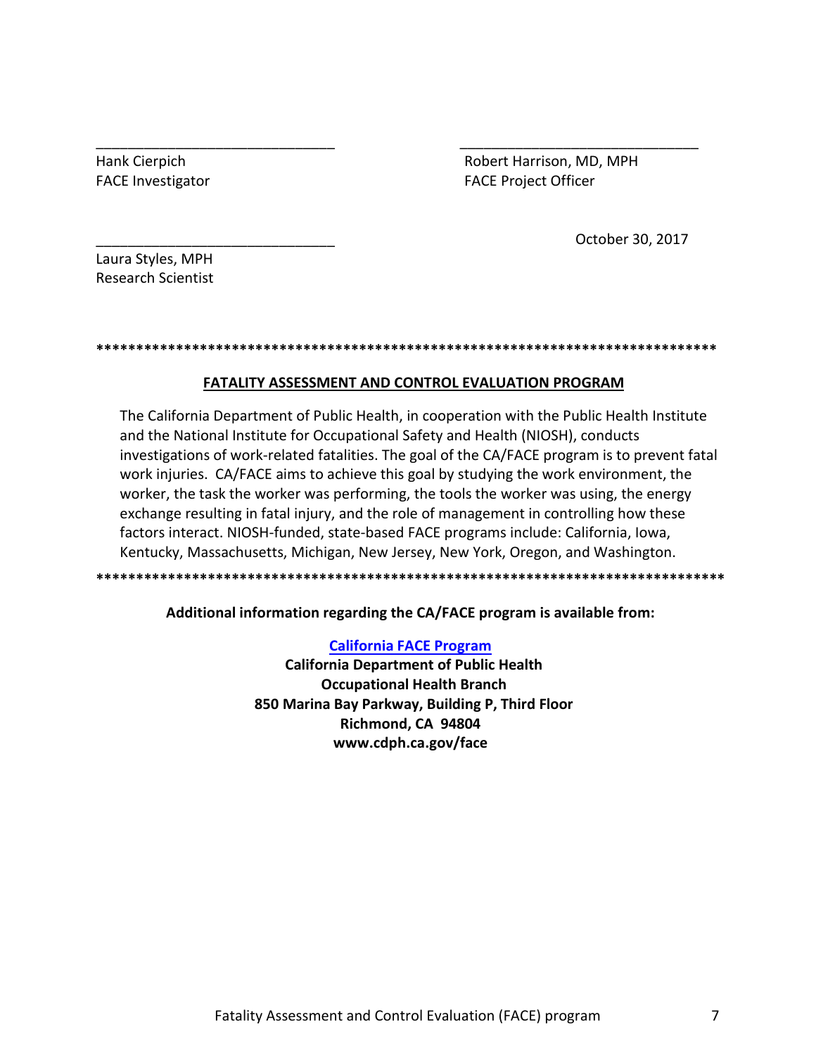\_\_\_\_\_\_\_\_\_\_\_\_\_\_\_\_\_\_\_\_\_\_\_\_\_\_\_\_\_\_
Hank Cierpich
FACE Investigator

\_\_\_\_\_\_\_\_\_\_\_\_\_\_\_\_\_\_\_\_\_\_\_\_\_\_\_\_\_\_
Robert Harrison, MD, MPH
FACE Project Officer

\_\_\_\_\_\_\_\_\_\_\_\_\_\_\_\_\_\_\_\_\_\_\_\_\_\_\_\_\_\_
Laura Styles, MPH
Research Scientist

October 30, 2017

********************************************************************************

## FATALITY ASSESSMENT AND CONTROL EVALUATION PROGRAM

The California Department of Public Health, in cooperation with the Public Health Institute and the National Institute for Occupational Safety and Health (NIOSH), conducts investigations of work-related fatalities. The goal of the CA/FACE program is to prevent fatal work injuries. CA/FACE aims to achieve this goal by studying the work environment, the worker, the task the worker was performing, the tools the worker was using, the energy exchange resulting in fatal injury, and the role of management in controlling how these factors interact. NIOSH-funded, state-based FACE programs include: California, Iowa, Kentucky, Massachusetts, Michigan, New Jersey, New York, Oregon, and Washington.

********************************************************************************

**Additional information regarding the CA/FACE program is available from:**

**California FACE Program**
**California Department of Public Health**
**Occupational Health Branch**
**850 Marina Bay Parkway, Building P, Third Floor**
**Richmond, CA 94804**
**www.cdph.ca.gov/face**